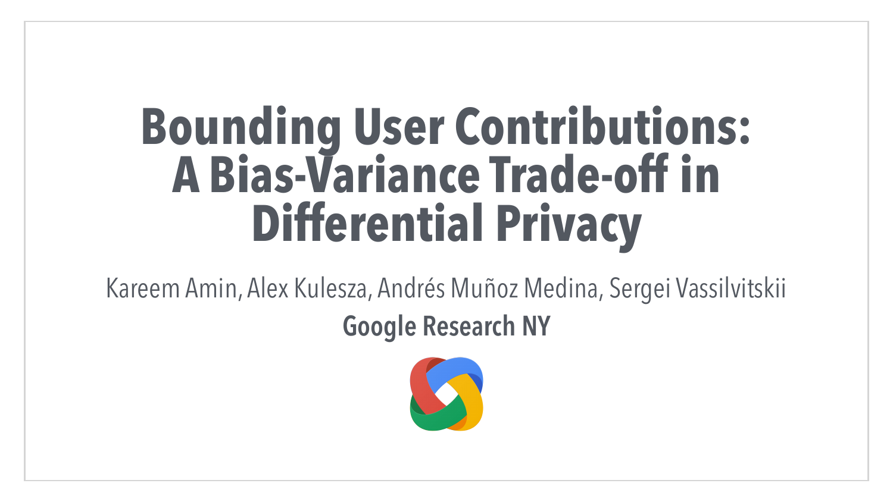# Bounding User Contributions: A Bias-Variance Trade-off in Differential Privacy

Kareem Amin, Alex Kulesza, Andrés Muñoz Medina, Sergei Vassilvitskii

**Google Research NY**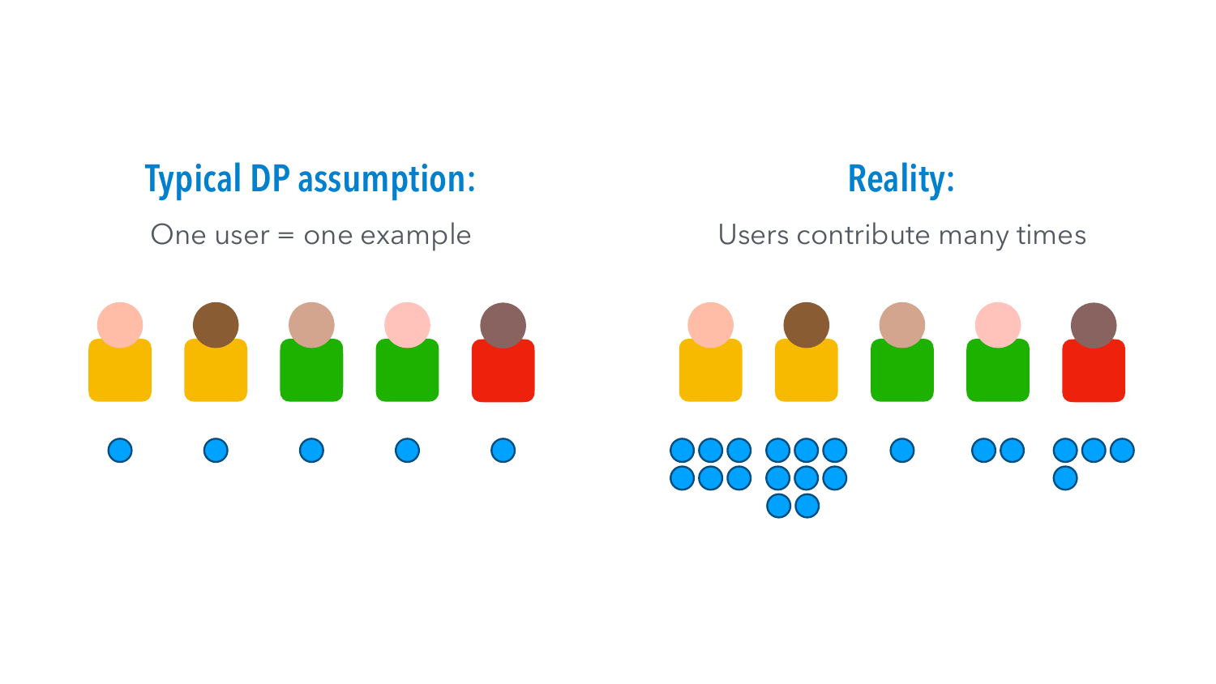## Typical DP assumption:

One user = one example

## Reality:

Users contribute many times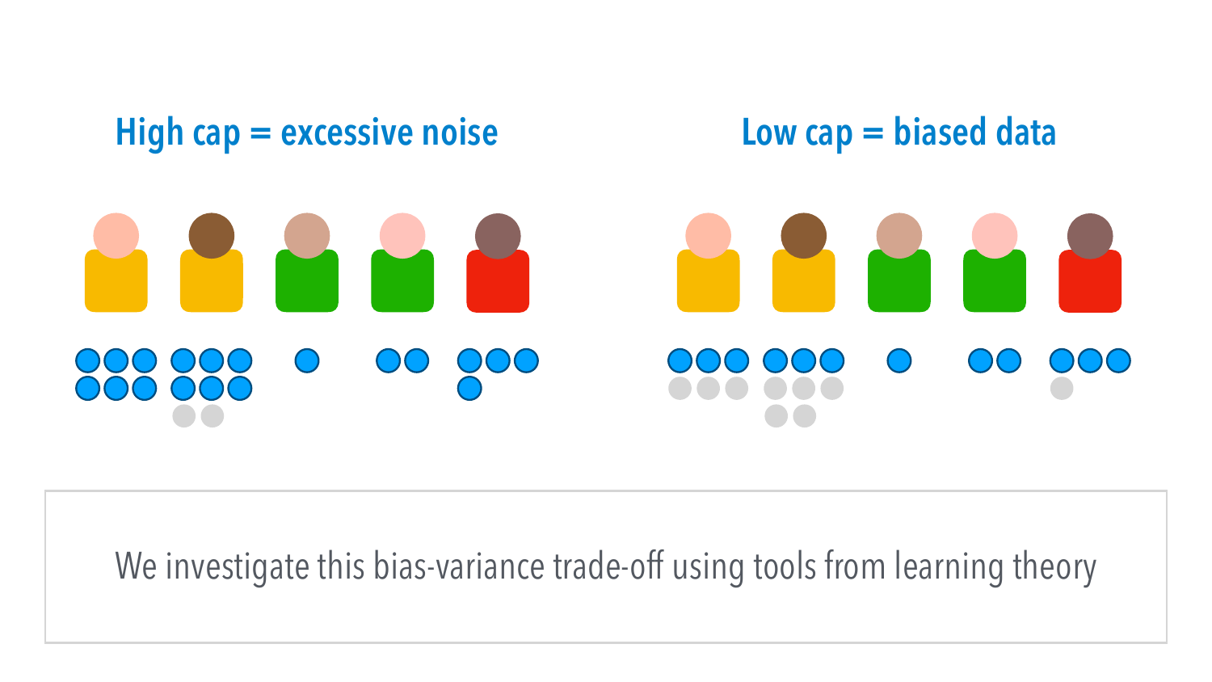## High cap = excessive noise

## Low cap = biased data

We investigate this bias-variance trade-off using tools from learning theory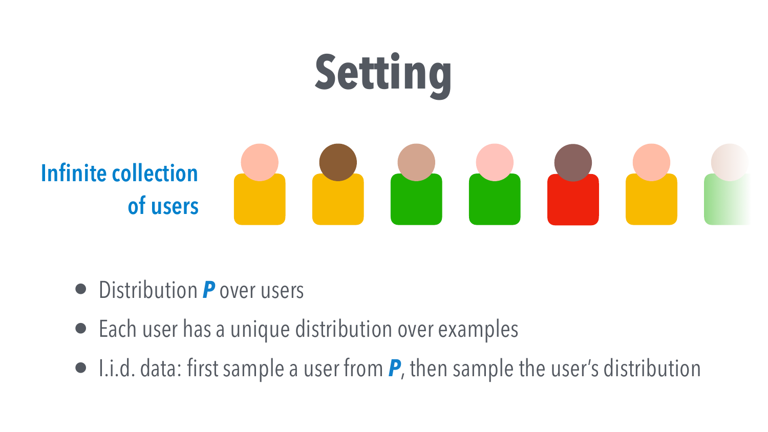# Setting

**Infinite collection of users**

- Distribution ***P*** over users
- Each user has a unique distribution over examples
- I.i.d. data: first sample a user from ***P***, then sample the user's distribution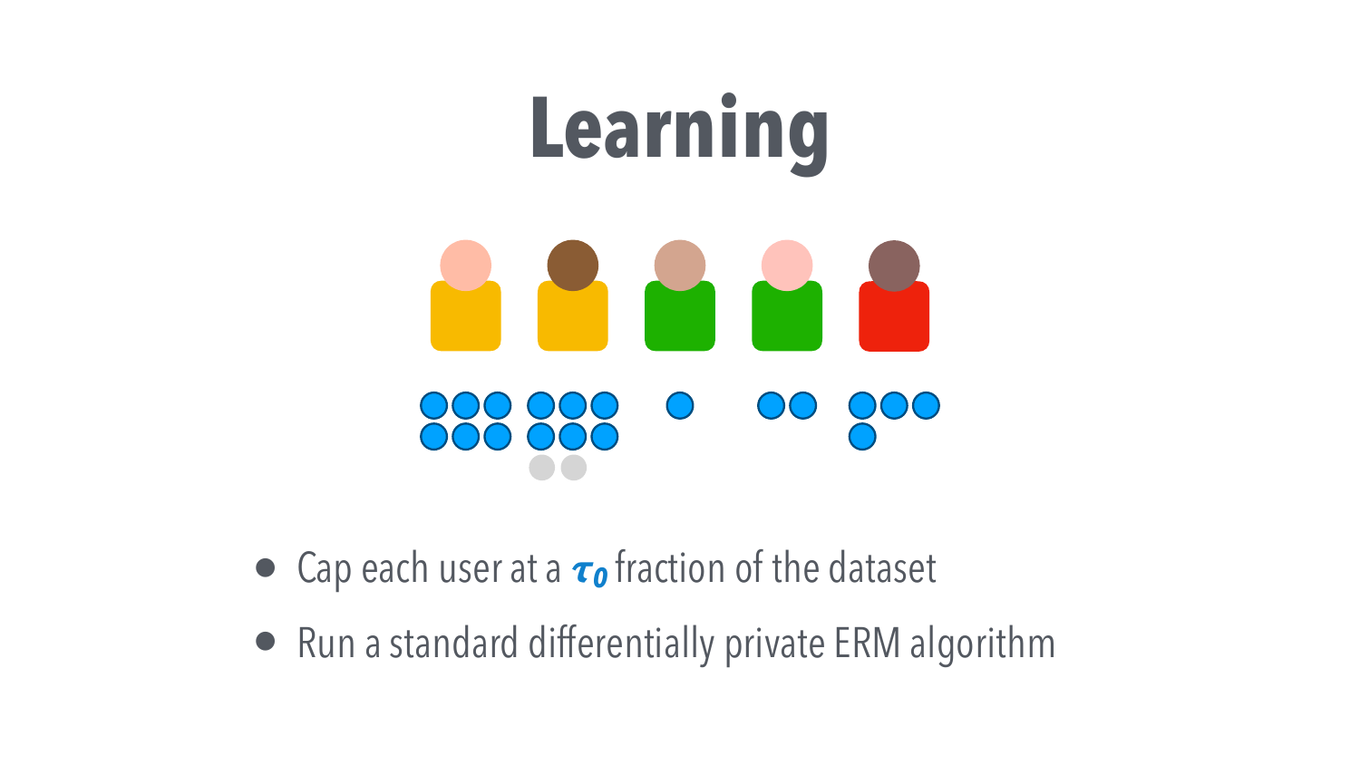# Learning

- Cap each user at a $\tau_0$ fraction of the dataset
- Run a standard differentially private ERM algorithm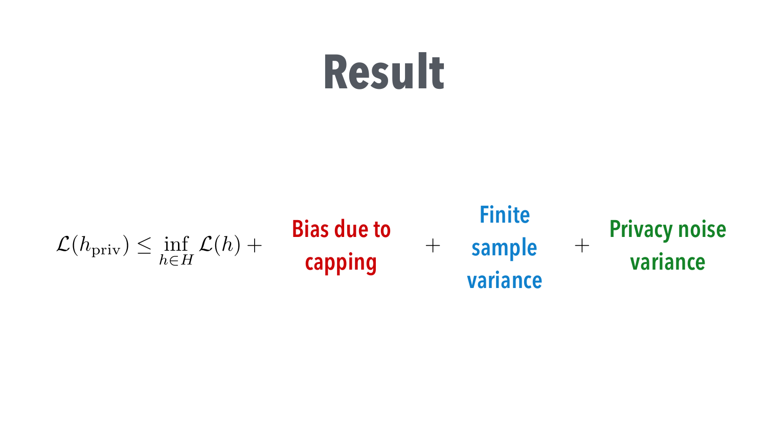# Result

$$\mathcal{L}(h_{\text{priv}}) \leq \inf_{h \in H} \mathcal{L}(h) + \text{Bias due to capping} + \text{Finite sample variance} + \text{Privacy noise variance}$$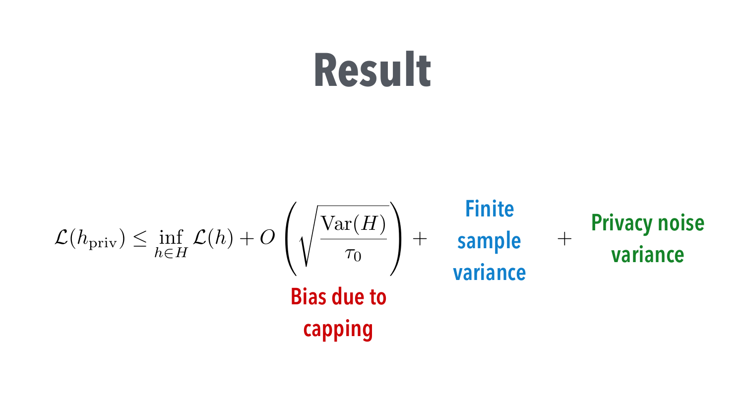# Result

$$\mathcal{L}(h_{\text{priv}}) \leq \inf_{h \in H} \mathcal{L}(h) + O\left(\sqrt{\frac{\text{Var}(H)}{\tau_0}}\right) + \text{Finite sample variance} + \text{Privacy noise variance}$$

Bias due to capping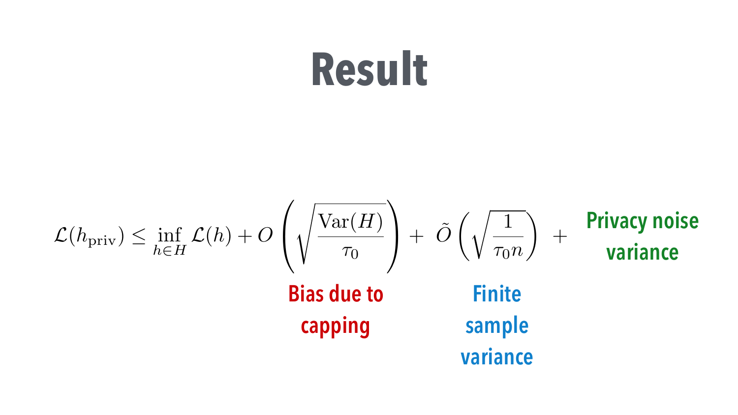# Result

$$\mathcal{L}(h_{\text{priv}}) \leq \inf_{h \in H} \mathcal{L}(h) + O\left(\sqrt{\frac{\text{Var}(H)}{\tau_0}}\right) + \tilde{O}\left(\sqrt{\frac{1}{\tau_0 n}}\right) + \text{Privacy noise variance}$$

**Bias due to capping** (term $O\left(\sqrt{\frac{\text{Var}(H)}{\tau_0}}\right)$)

**Finite sample variance** (term $\tilde{O}\left(\sqrt{\frac{1}{\tau_0 n}}\right)$)

**Privacy noise variance**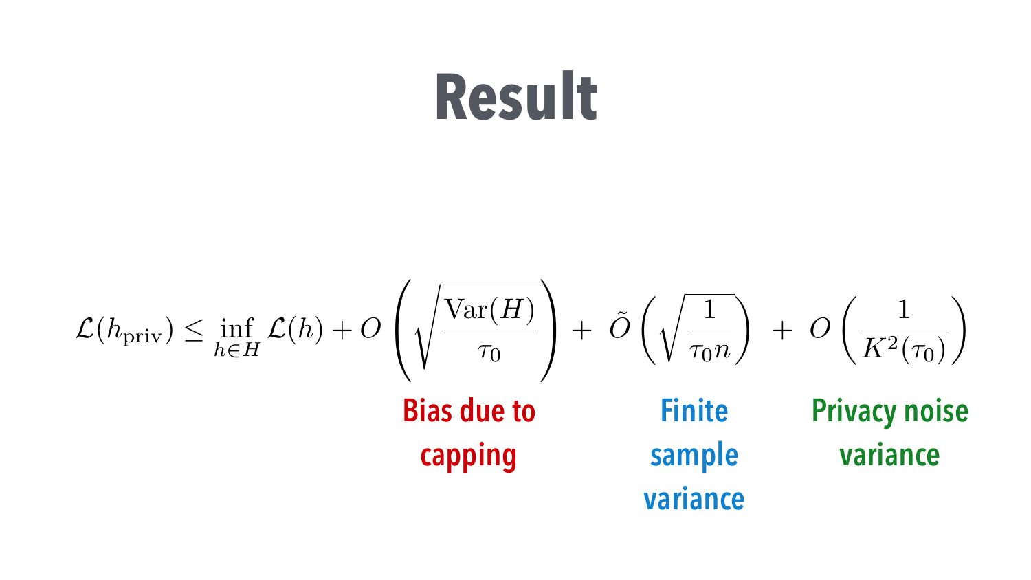# Result

$$\mathcal{L}(h_{\text{priv}}) \leq \inf_{h \in H} \mathcal{L}(h) + O\left(\sqrt{\frac{\text{Var}(H)}{\tau_0}}\right) + \tilde{O}\left(\sqrt{\frac{1}{\tau_0 n}}\right) + O\left(\frac{1}{K^2(\tau_0)}\right)$$

Bias due to capping

Finite sample variance

Privacy noise variance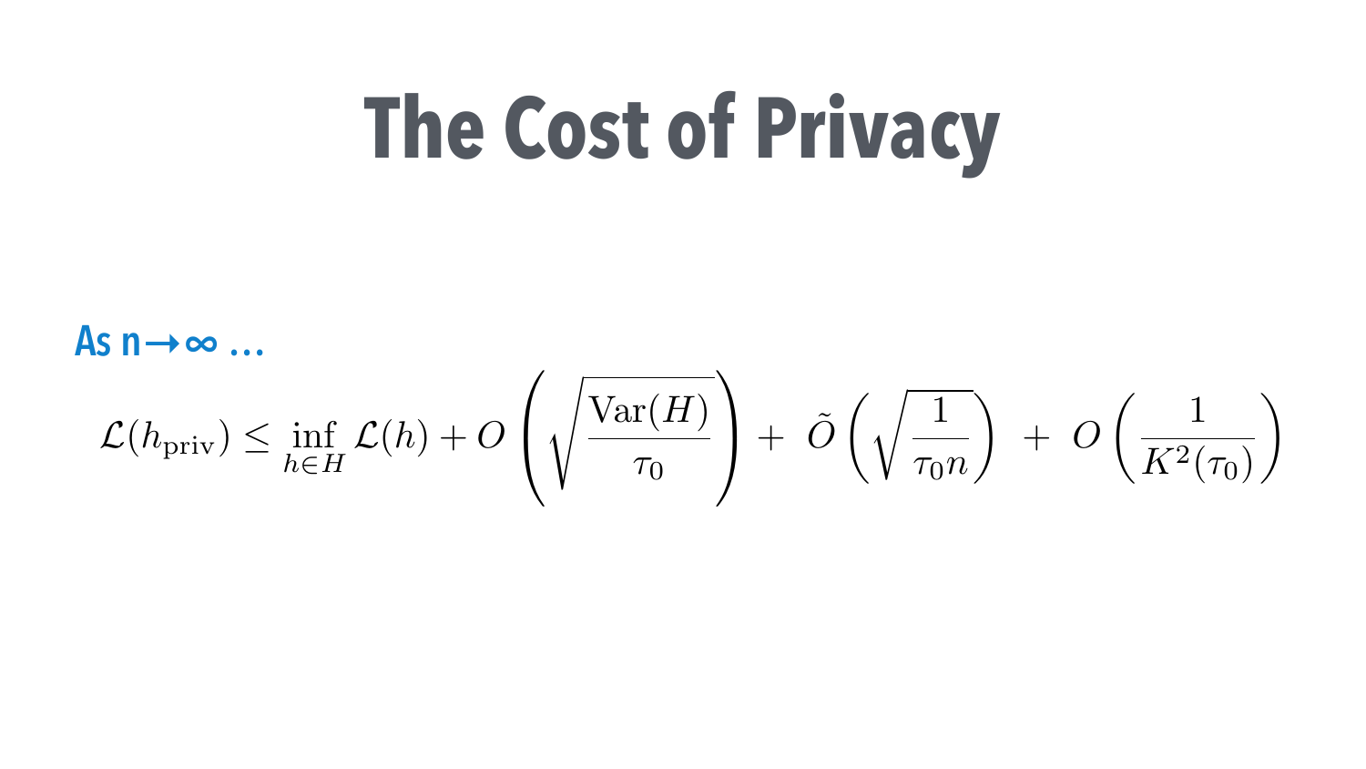# The Cost of Privacy

**As $n \to \infty$ …**

$$\mathcal{L}(h_{\text{priv}}) \leq \inf_{h \in H} \mathcal{L}(h) + O\left(\sqrt{\frac{\text{Var}(H)}{\tau_0}}\right) + \tilde{O}\left(\sqrt{\frac{1}{\tau_0 n}}\right) + O\left(\frac{1}{K^2(\tau_0)}\right)$$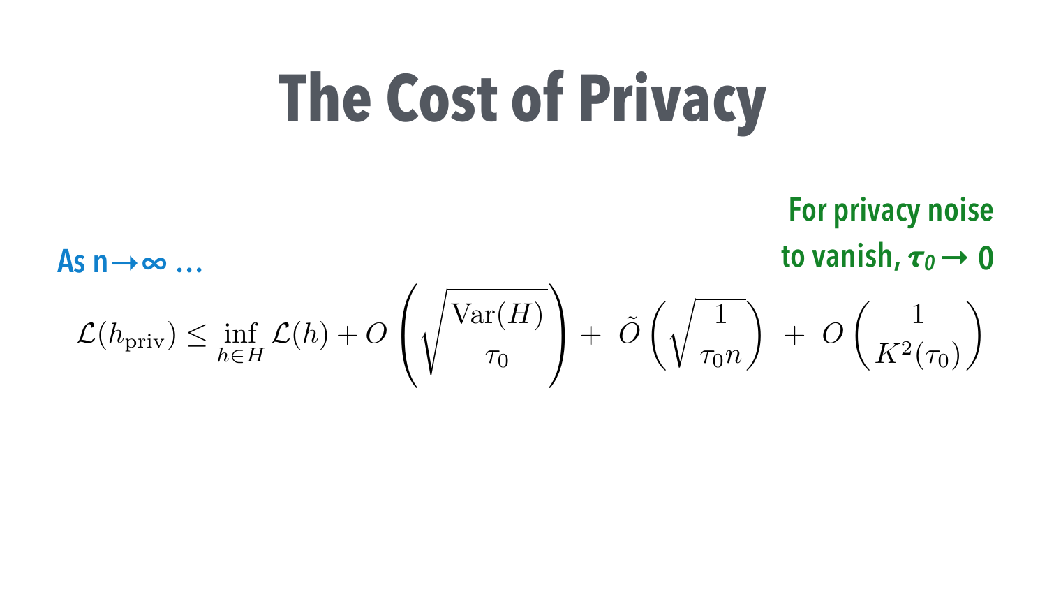# The Cost of Privacy

For privacy noise to vanish, $\tau_0 \rightarrow 0$

As $n \rightarrow \infty$ …

$$\mathcal{L}(h_{\text{priv}}) \leq \inf_{h \in H} \mathcal{L}(h) + O\left(\sqrt{\frac{\text{Var}(H)}{\tau_0}}\right) + \tilde{O}\left(\sqrt{\frac{1}{\tau_0 n}}\right) + O\left(\frac{1}{K^2(\tau_0)}\right)$$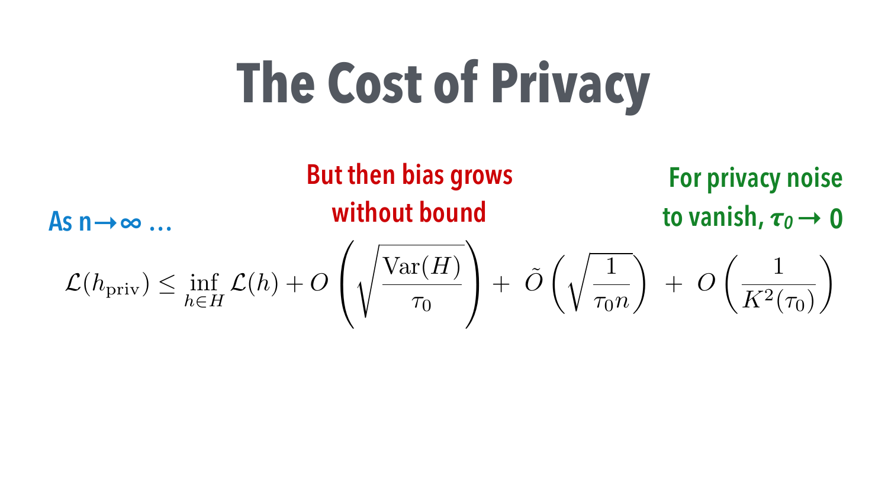# The Cost of Privacy

As $n \rightarrow \infty$ …

But then bias grows without bound

For privacy noise to vanish, $\tau_0 \rightarrow 0$

$$\mathcal{L}(h_{\text{priv}}) \leq \inf_{h \in H} \mathcal{L}(h) + O\left(\sqrt{\frac{\text{Var}(H)}{\tau_0}}\right) + \tilde{O}\left(\sqrt{\frac{1}{\tau_0 n}}\right) + O\left(\frac{1}{K^2(\tau_0)}\right)$$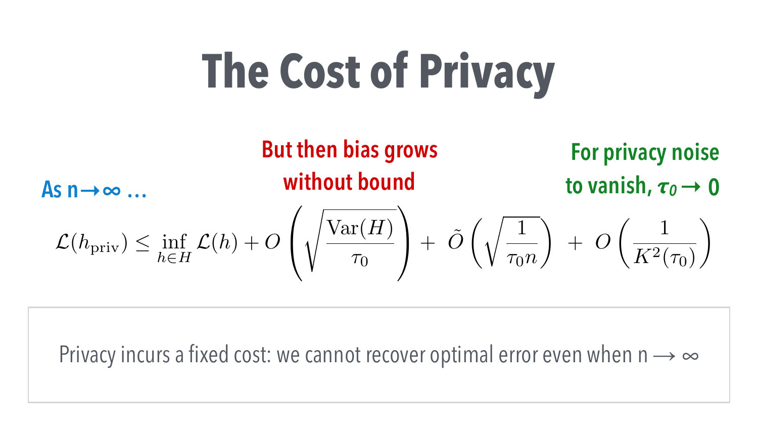# The Cost of Privacy

As n→∞ …

But then bias grows without bound

For privacy noise to vanish, $\tau_0 \to 0$

$$\mathcal{L}(h_{\text{priv}}) \leq \inf_{h \in H} \mathcal{L}(h) + O\left(\sqrt{\frac{\text{Var}(H)}{\tau_0}}\right) + \tilde{O}\left(\sqrt{\frac{1}{\tau_0 n}}\right) + O\left(\frac{1}{K^2(\tau_0)}\right)$$

Privacy incurs a fixed cost: we cannot recover optimal error even when $n \to \infty$